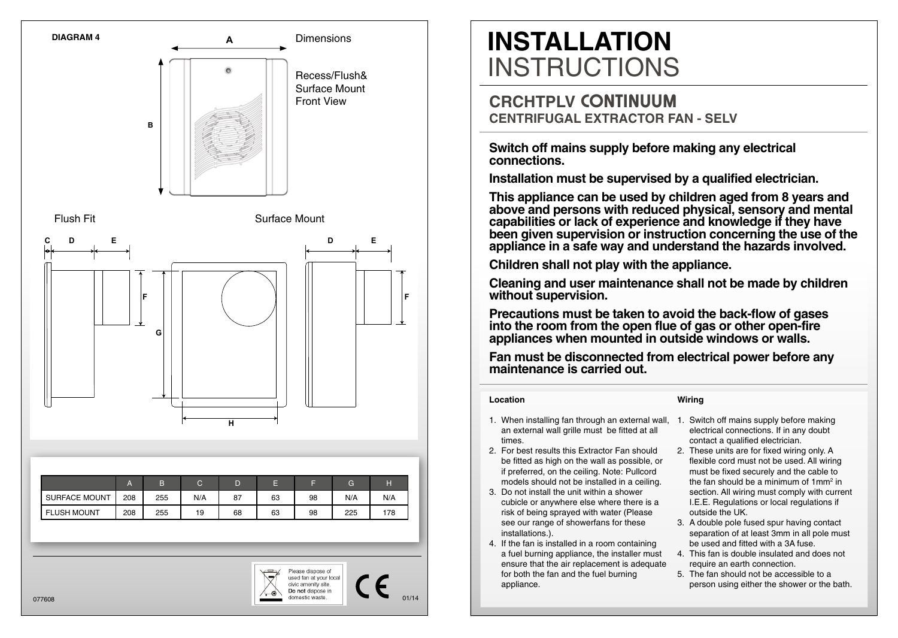**DIAGRAM 4**

Dimensions

Recess/Flush& Surface Mount Front View

Flush Fit

Surface Mount

| | A | B | C | D | E | F | G | H |
|---|---|---|---|---|---|---|---|---|
| SURFACE MOUNT | 208 | 255 | N/A | 87 | 63 | 98 | N/A | N/A |
| FLUSH MOUNT | 208 | 255 | 19 | 68 | 63 | 98 | 225 | 178 |

Please dispose of used fan at your local civic amenity site. **Do not** dispose in domestic waste.

077608

01/14

# INSTALLATION INSTRUCTIONS

## CRCHTPLV CONTINUUM
### CENTRIFUGAL EXTRACTOR FAN - SELV

**Switch off mains supply before making any electrical connections.**

**Installation must be supervised by a qualified electrician.**

**This appliance can be used by children aged from 8 years and above and persons with reduced physical, sensory and mental capabilities or lack of experience and knowledge if they have been given supervision or instruction concerning the use of the appliance in a safe way and understand the hazards involved.**

**Children shall not play with the appliance.**

**Cleaning and user maintenance shall not be made by children without supervision.**

**Precautions must be taken to avoid the back-flow of gases into the room from the open flue of gas or other open-fire appliances when mounted in outside windows or walls.**

**Fan must be disconnected from electrical power before any maintenance is carried out.**

**Location**

1. When installing fan through an external wall, an external wall grille must be fitted at all times.
2. For best results this Extractor Fan should be fitted as high on the wall as possible, or if preferred, on the ceiling. Note: Pullcord models should not be installed in a ceiling.
3. Do not install the unit within a shower cubicle or anywhere else where there is a risk of being sprayed with water (Please see our range of showerfans for these installations.).
4. If the fan is installed in a room containing a fuel burning appliance, the installer must ensure that the air replacement is adequate for both the fan and the fuel burning appliance.

**Wiring**

1. Switch off mains supply before making electrical connections. If in any doubt contact a qualified electrician.
2. These units are for fixed wiring only. A flexible cord must not be used. All wiring must be fixed securely and the cable to the fan should be a minimum of $1mm^2$ in section. All wiring must comply with current I.E.E. Regulations or local regulations if outside the UK.
3. A double pole fused spur having contact separation of at least 3mm in all pole must be used and fitted with a 3A fuse.
4. This fan is double insulated and does not require an earth connection.
5. The fan should not be accessible to a person using either the shower or the bath.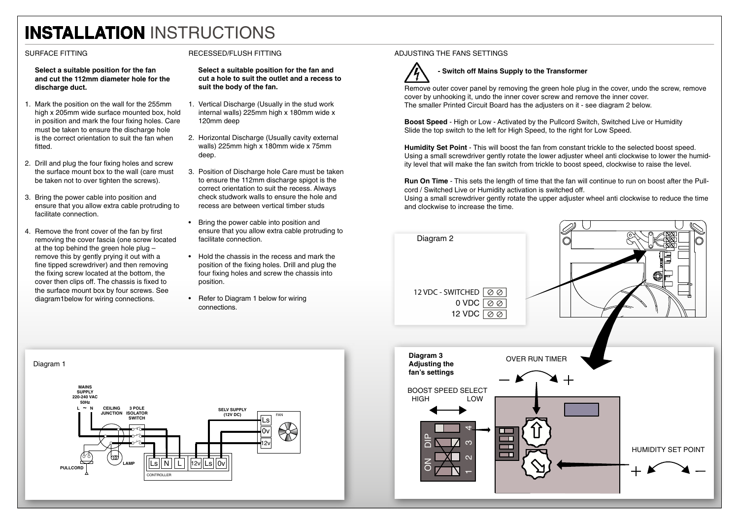# INSTALLATION INSTRUCTIONS

## SURFACE FITTING

**Select a suitable position for the fan and cut the 112mm diameter hole for the discharge duct.**

1. Mark the position on the wall for the 255mm high x 205mm wide surface mounted box, hold in position and mark the four fixing holes. Care must be taken to ensure the discharge hole is the correct orientation to suit the fan when fitted.
2. Drill and plug the four fixing holes and screw the surface mount box to the wall (care must be taken not to over tighten the screws).
3. Bring the power cable into position and ensure that you allow extra cable protruding to facilitate connection.
4. Remove the front cover of the fan by first removing the cover fascia (one screw located at the top behind the green hole plug – remove this by gently prying it out with a fine tipped screwdriver) and then removing the fixing screw located at the bottom, the cover then clips off. The chassis is fixed to the surface mount box by four screws. See diagram1below for wiring connections.

## RECESSED/FLUSH FITTING

**Select a suitable position for the fan and cut a hole to suit the outlet and a recess to suit the body of the fan.**

1. Vertical Discharge (Usually in the stud work internal walls) 225mm high x 180mm wide x 120mm deep
2. Horizontal Discharge (Usually cavity external walls) 225mm high x 180mm wide x 75mm deep.
3. Position of Discharge hole Care must be taken to ensure the 112mm discharge spigot is the correct orientation to suit the recess. Always check studwork walls to ensure the hole and recess are between vertical timber studs

- Bring the power cable into position and ensure that you allow extra cable protruding to facilitate connection.
- Hold the chassis in the recess and mark the position of the fixing holes. Drill and plug the four fixing holes and screw the chassis into position.
- Refer to Diagram 1 below for wiring connections.

## ADJUSTING THE FANS SETTINGS

**- Switch off Mains Supply to the Transformer**

Remove outer cover panel by removing the green hole plug in the cover, undo the screw, remove cover by unhooking it, undo the inner cover screw and remove the inner cover.
The smaller Printed Circuit Board has the adjusters on it - see diagram 2 below.

**Boost Speed** - High or Low - Activated by the Pullcord Switch, Switched Live or Humidity
Slide the top switch to the left for High Speed, to the right for Low Speed.

**Humidity Set Point** - This will boost the fan from constant trickle to the selected boost speed. Using a small screwdriver gently rotate the lower adjuster wheel anti clockwise to lower the humidity level that will make the fan switch from trickle to boost speed, clockwise to raise the level.

**Run On Time** - This sets the length of time that the fan will continue to run on boost after the Pullcord / Switched Live or Humidity activation is switched off.
Using a small screwdriver gently rotate the upper adjuster wheel anti clockwise to reduce the time and clockwise to increase the time.

Diagram 2

12 VDC - SWITCHED
0 VDC
12 VDC

Diagram 1

MAINS SUPPLY 220-240 VAC 50Hz
L ~ N
CEILING JUNCTION
3 POLE ISOLATOR SWITCH
PULLCORD
LAMP
SELV SUPPLY (12V DC)
FAN
Ls
0v
12v
CONTROLLER
Ls N L 12v Ls 0v

**Diagram 3 Adjusting the fan's settings**

OVER RUN TIMER
– +
BOOST SPEED SELECT
HIGH LOW
ON DIP 1 2 3 4
HUMIDITY SET POINT
+ –